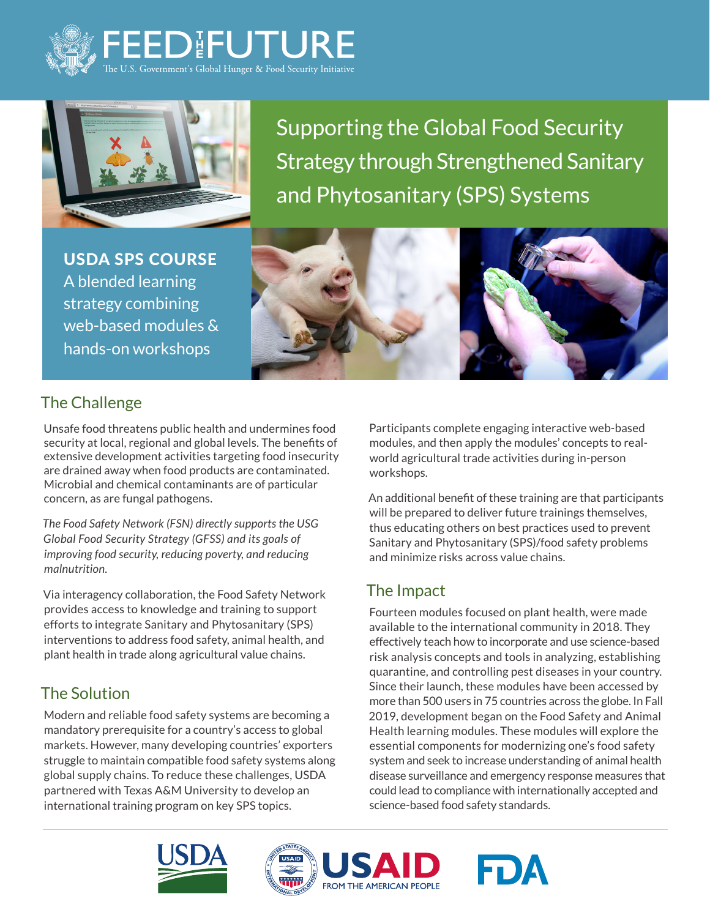# FEED THE FUTURE

The U.S. Government's Global Hunger & Food Security Initiative

## Supporting the Global Food Security Strategy through Strengthened Sanitary and Phytosanitary (SPS) Systems

**USDA SPS COURSE**

A blended learning strategy combining web-based modules & hands-on workshops

## The Challenge

Unsafe food threatens public health and undermines food security at local, regional and global levels. The benefits of extensive development activities targeting food insecurity are drained away when food products are contaminated. Microbial and chemical contaminants are of particular concern, as are fungal pathogens.

*The Food Safety Network (FSN) directly supports the USG Global Food Security Strategy (GFSS) and its goals of improving food security, reducing poverty, and reducing malnutrition.*

Via interagency collaboration, the Food Safety Network provides access to knowledge and training to support efforts to integrate Sanitary and Phytosanitary (SPS) interventions to address food safety, animal health, and plant health in trade along agricultural value chains.

## The Solution

Modern and reliable food safety systems are becoming a mandatory prerequisite for a country's access to global markets. However, many developing countries' exporters struggle to maintain compatible food safety systems along global supply chains. To reduce these challenges, USDA partnered with Texas A&M University to develop an international training program on key SPS topics.

Participants complete engaging interactive web-based modules, and then apply the modules' concepts to real-world agricultural trade activities during in-person workshops.

An additional benefit of these training are that participants will be prepared to deliver future trainings themselves, thus educating others on best practices used to prevent Sanitary and Phytosanitary (SPS)/food safety problems and minimize risks across value chains.

## The Impact

Fourteen modules focused on plant health, were made available to the international community in 2018. They effectively teach how to incorporate and use science-based risk analysis concepts and tools in analyzing, establishing quarantine, and controlling pest diseases in your country. Since their launch, these modules have been accessed by more than 500 users in 75 countries across the globe. In Fall 2019, development began on the Food Safety and Animal Health learning modules. These modules will explore the essential components for modernizing one's food safety system and seek to increase understanding of animal health disease surveillance and emergency response measures that could lead to compliance with internationally accepted and science-based food safety standards.

USDA | USAID FROM THE AMERICAN PEOPLE | FDA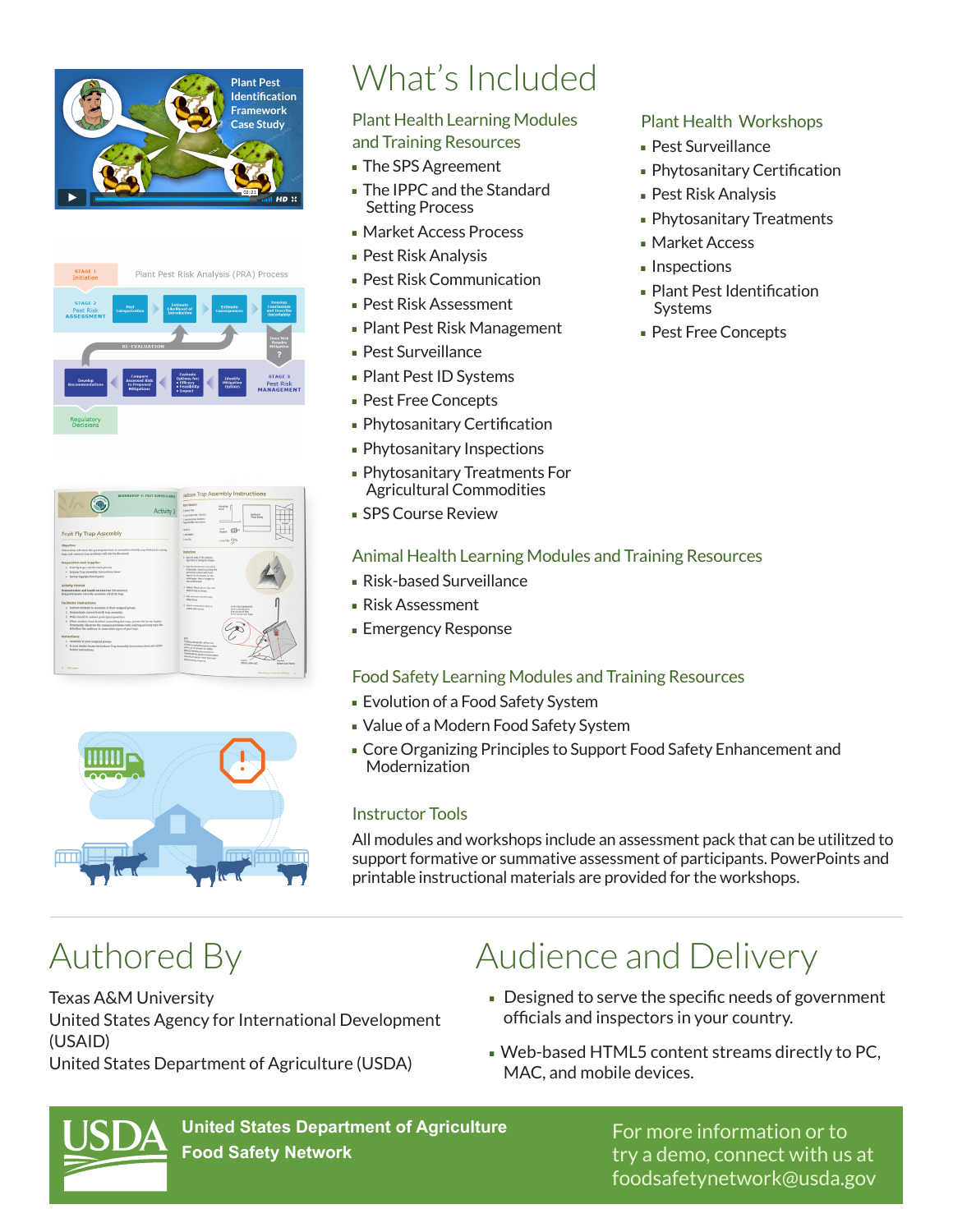# What's Included

## Plant Health Learning Modules and Training Resources

- The SPS Agreement
- The IPPC and the Standard Setting Process
- Market Access Process
- Pest Risk Analysis
- Pest Risk Communication
- Pest Risk Assessment
- Plant Pest Risk Management
- Pest Surveillance
- Plant Pest ID Systems
- Pest Free Concepts
- Phytosanitary Certification
- Phytosanitary Inspections
- Phytosanitary Treatments For Agricultural Commodities
- SPS Course Review

## Plant Health Workshops

- Pest Surveillance
- Phytosanitary Certification
- Pest Risk Analysis
- Phytosanitary Treatments
- Market Access
- Inspections
- Plant Pest Identification Systems
- Pest Free Concepts

## Animal Health Learning Modules and Training Resources

- Risk-based Surveillance
- Risk Assessment
- Emergency Response

## Food Safety Learning Modules and Training Resources

- Evolution of a Food Safety System
- Value of a Modern Food Safety System
- Core Organizing Principles to Support Food Safety Enhancement and Modernization

## Instructor Tools

All modules and workshops include an assessment pack that can be utilized to support formative or summative assessment of participants. PowerPoints and printable instructional materials are provided for the workshops.

# Authored By

Texas A&M University
United States Agency for International Development (USAID)
United States Department of Agriculture (USDA)

# Audience and Delivery

- Designed to serve the specific needs of government officials and inspectors in your country.
- Web-based HTML5 content streams directly to PC, MAC, and mobile devices.

**United States Department of Agriculture**
**Food Safety Network**

For more information or to try a demo, connect with us at foodsafetynetwork@usda.gov